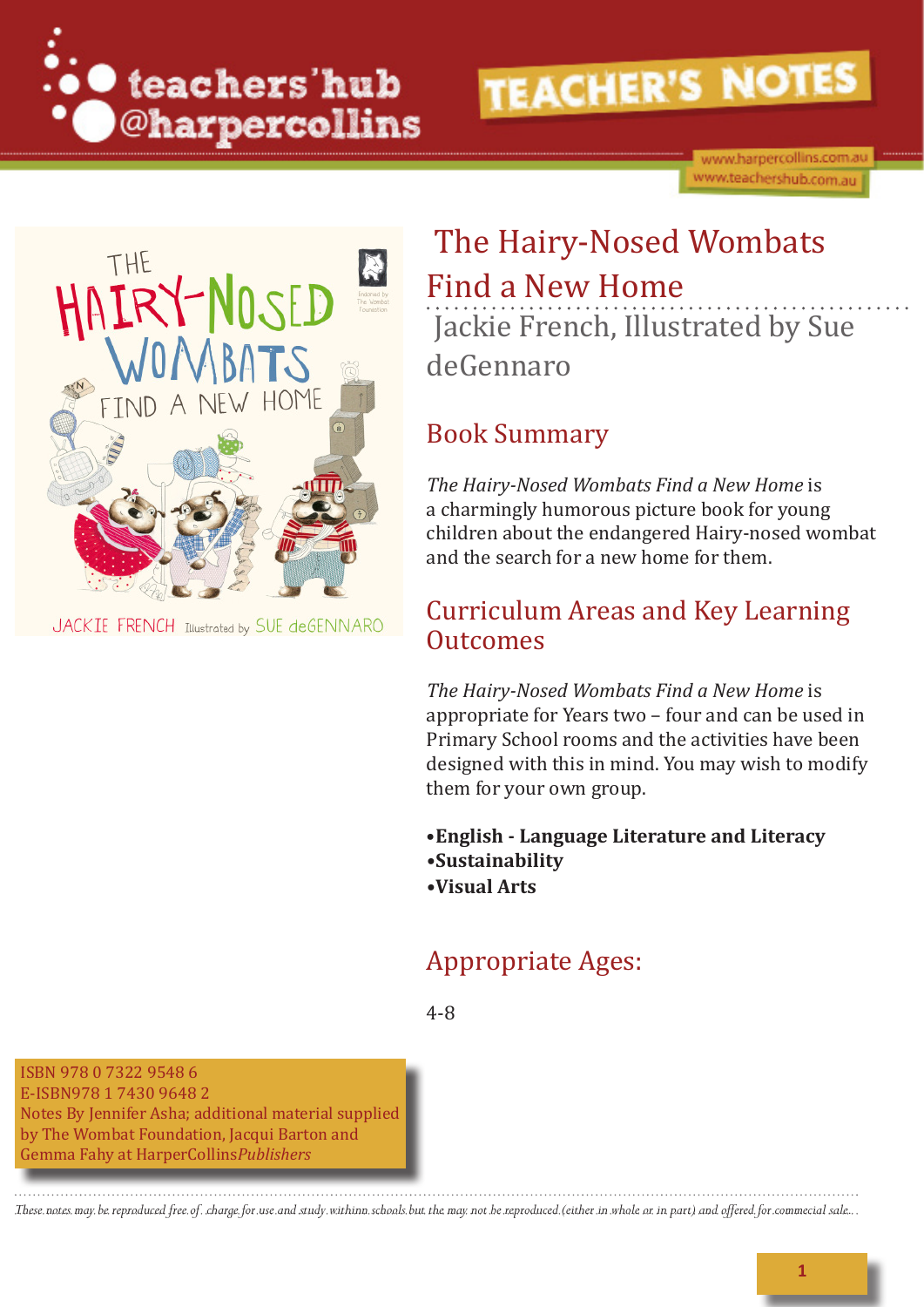teachers'hub @harpercollins

# TEACHER'S NOTES

www.harpercollins.com.au
www.teachershub.com.au

# The Hairy-Nosed Wombats Find a New Home

Jackie French, Illustrated by Sue deGennaro

## Book Summary

*The Hairy-Nosed Wombats Find a New Home* is a charmingly humorous picture book for young children about the endangered Hairy-nosed wombat and the search for a new home for them.

## Curriculum Areas and Key Learning Outcomes

*The Hairy-Nosed Wombats Find a New Home* is appropriate for Years two – four and can be used in Primary School rooms and the activities have been designed with this in mind. You may wish to modify them for your own group.

- **English - Language Literature and Literacy**
- **Sustainability**
- **Visual Arts**

## Appropriate Ages:

4-8

ISBN 978 0 7322 9548 6
E-ISBN978 1 7430 9648 2
Notes By Jennifer Asha; additional material supplied by The Wombat Foundation, Jacqui Barton and Gemma Fahy at HarperCollins*Publishers*

*These notes may be reproduced free of charge for use and study within schools but the may not be reproduced (either in whole or in part) and offered for commercial sale.*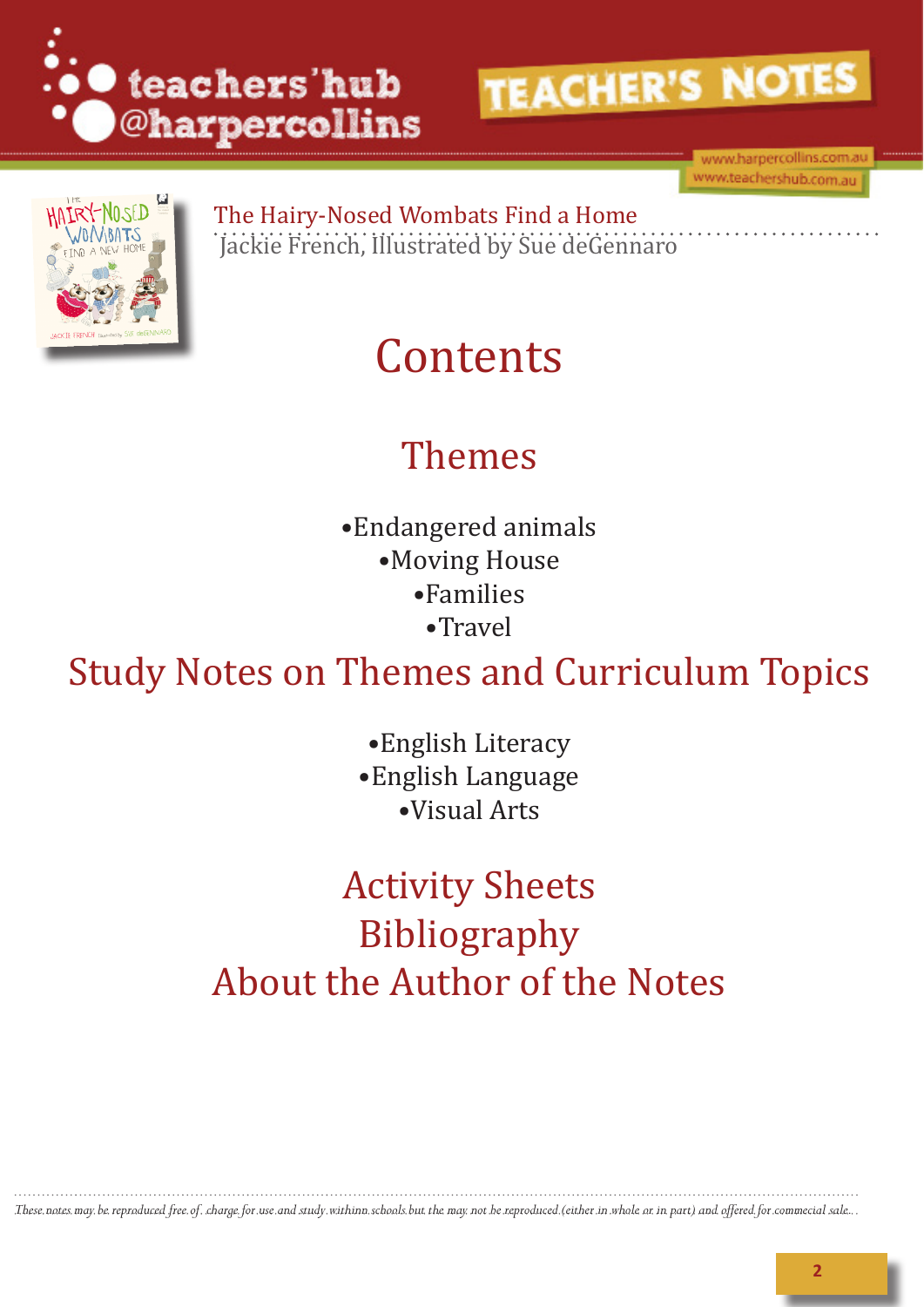The Hairy-Nosed Wombats Find a Home

Jackie French, Illustrated by Sue deGennaro

# Contents

## Themes

- Endangered animals
- Moving House
- Families
- Travel

## Study Notes on Themes and Curriculum Topics

- English Literacy
- English Language
- Visual Arts

## Activity Sheets

## Bibliography

## About the Author of the Notes

*These notes may be reproduced free of charge for use and study within schools but the may not be reproduced (either in whole or in part) and offered for commercial sale...*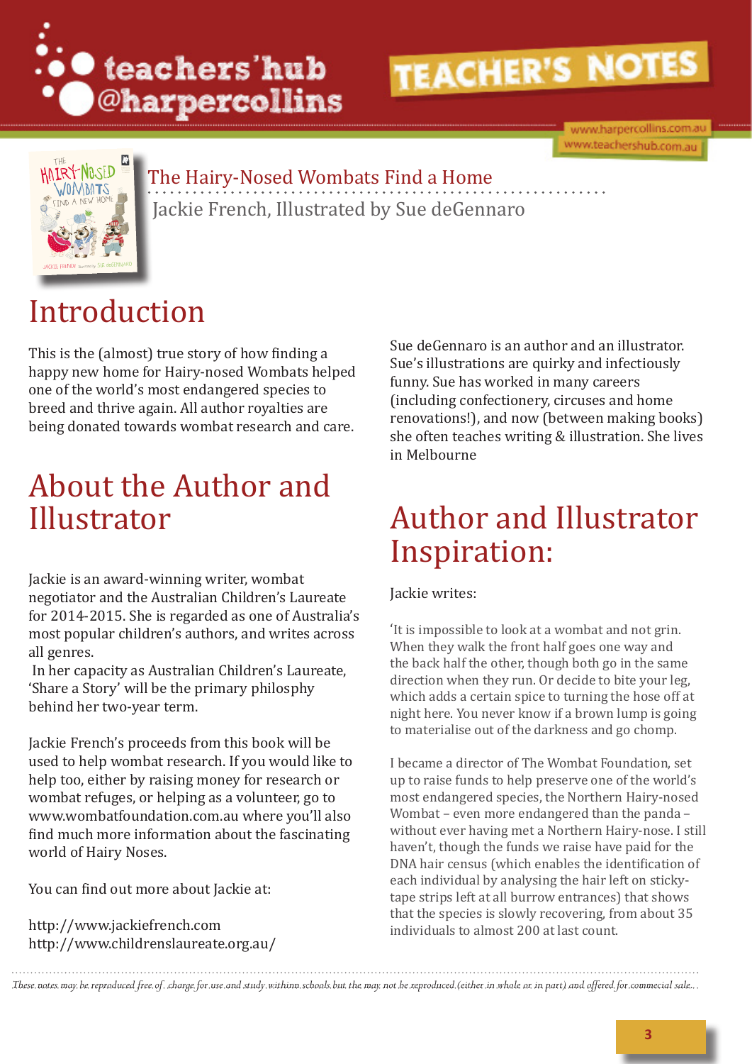# The Hairy-Nosed Wombats Find a Home

Jackie French, Illustrated by Sue deGennaro

## Introduction

This is the (almost) true story of how finding a happy new home for Hairy-nosed Wombats helped one of the world's most endangered species to breed and thrive again. All author royalties are being donated towards wombat research and care.

## About the Author and Illustrator

Jackie is an award-winning writer, wombat negotiator and the Australian Children's Laureate for 2014-2015. She is regarded as one of Australia's most popular children's authors, and writes across all genres.

In her capacity as Australian Children's Laureate, 'Share a Story' will be the primary philosphy behind her two-year term.

Jackie French's proceeds from this book will be used to help wombat research. If you would like to help too, either by raising money for research or wombat refuges, or helping as a volunteer, go to www.wombatfoundation.com.au where you'll also find much more information about the fascinating world of Hairy Noses.

You can find out more about Jackie at:

http://www.jackiefrench.com
http://www.childrenslaureate.org.au/

Sue deGennaro is an author and an illustrator. Sue's illustrations are quirky and infectiously funny. Sue has worked in many careers (including confectionery, circuses and home renovations!), and now (between making books) she often teaches writing & illustration. She lives in Melbourne

## Author and Illustrator Inspiration:

Jackie writes:

'It is impossible to look at a wombat and not grin. When they walk the front half goes one way and the back half the other, though both go in the same direction when they run. Or decide to bite your leg, which adds a certain spice to turning the hose off at night here. You never know if a brown lump is going to materialise out of the darkness and go chomp.

I became a director of The Wombat Foundation, set up to raise funds to help preserve one of the world's most endangered species, the Northern Hairy-nosed Wombat – even more endangered than the panda – without ever having met a Northern Hairy-nose. I still haven't, though the funds we raise have paid for the DNA hair census (which enables the identification of each individual by analysing the hair left on sticky-tape strips left at all burrow entrances) that shows that the species is slowly recovering, from about 35 individuals to almost 200 at last count.

*These notes may be reproduced free of charge for use and study within schools but the may not be reproduced (either in whole or in part) and offered for commercial sale...*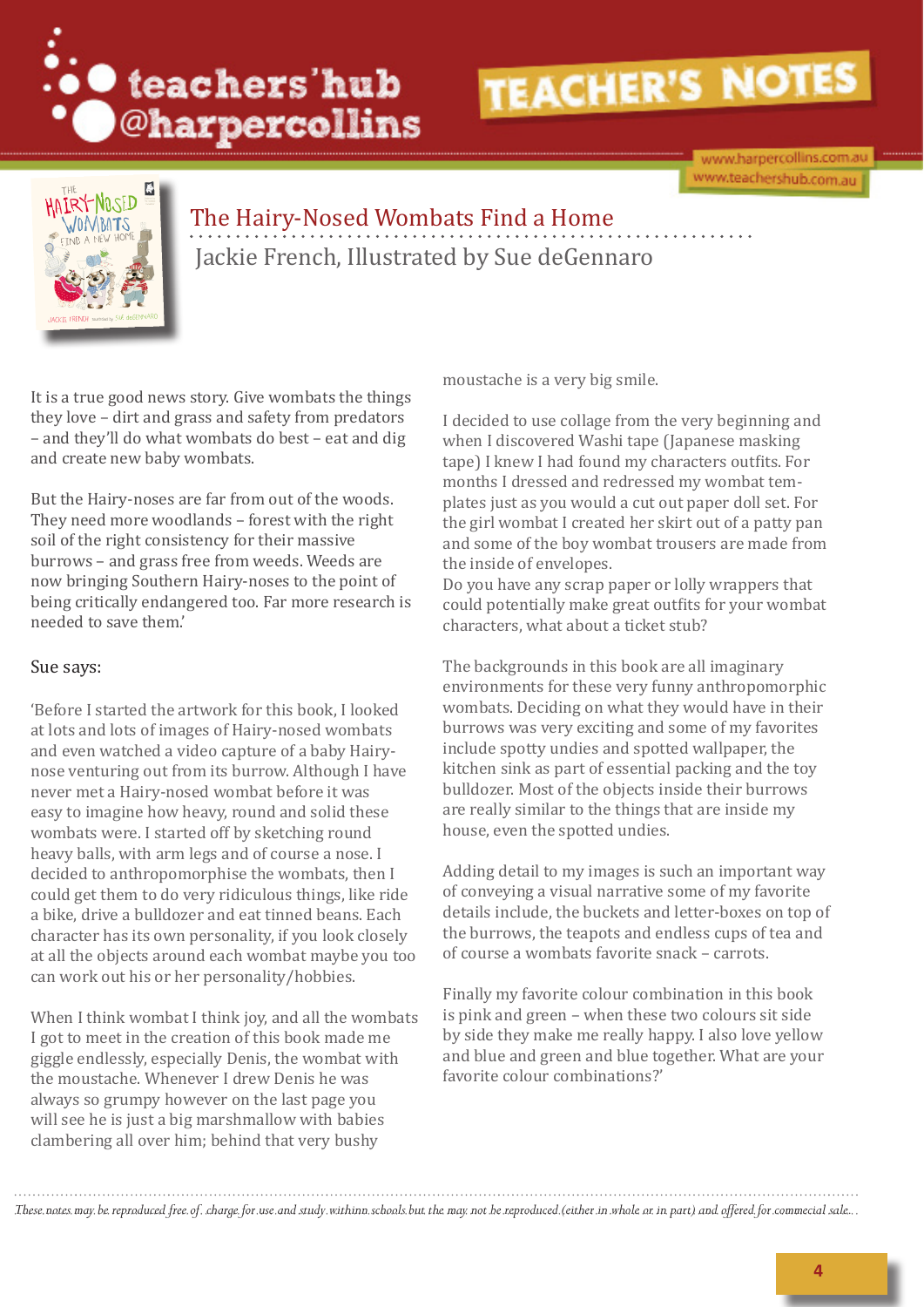## The Hairy-Nosed Wombats Find a Home

Jackie French, Illustrated by Sue deGennaro

It is a true good news story. Give wombats the things they love – dirt and grass and safety from predators – and they'll do what wombats do best – eat and dig and create new baby wombats.

But the Hairy-noses are far from out of the woods. They need more woodlands – forest with the right soil of the right consistency for their massive burrows – and grass free from weeds. Weeds are now bringing Southern Hairy-noses to the point of being critically endangered too. Far more research is needed to save them.'

Sue says:

'Before I started the artwork for this book, I looked at lots and lots of images of Hairy-nosed wombats and even watched a video capture of a baby Hairy-nose venturing out from its burrow. Although I have never met a Hairy-nosed wombat before it was easy to imagine how heavy, round and solid these wombats were. I started off by sketching round heavy balls, with arm legs and of course a nose. I decided to anthropomorphise the wombats, then I could get them to do very ridiculous things, like ride a bike, drive a bulldozer and eat tinned beans. Each character has its own personality, if you look closely at all the objects around each wombat maybe you too can work out his or her personality/hobbies.

When I think wombat I think joy, and all the wombats I got to meet in the creation of this book made me giggle endlessly, especially Denis, the wombat with the moustache. Whenever I drew Denis he was always so grumpy however on the last page you will see he is just a big marshmallow with babies clambering all over him; behind that very bushy moustache is a very big smile.

I decided to use collage from the very beginning and when I discovered Washi tape (Japanese masking tape) I knew I had found my characters outfits. For months I dressed and redressed my wombat templates just as you would a cut out paper doll set. For the girl wombat I created her skirt out of a patty pan and some of the boy wombat trousers are made from the inside of envelopes.
Do you have any scrap paper or lolly wrappers that could potentially make great outfits for your wombat characters, what about a ticket stub?

The backgrounds in this book are all imaginary environments for these very funny anthropomorphic wombats. Deciding on what they would have in their burrows was very exciting and some of my favorites include spotty undies and spotted wallpaper, the kitchen sink as part of essential packing and the toy bulldozer. Most of the objects inside their burrows are really similar to the things that are inside my house, even the spotted undies.

Adding detail to my images is such an important way of conveying a visual narrative some of my favorite details include, the buckets and letter-boxes on top of the burrows, the teapots and endless cups of tea and of course a wombats favorite snack – carrots.

Finally my favorite colour combination in this book is pink and green – when these two colours sit side by side they make me really happy. I also love yellow and blue and green and blue together. What are your favorite colour combinations?'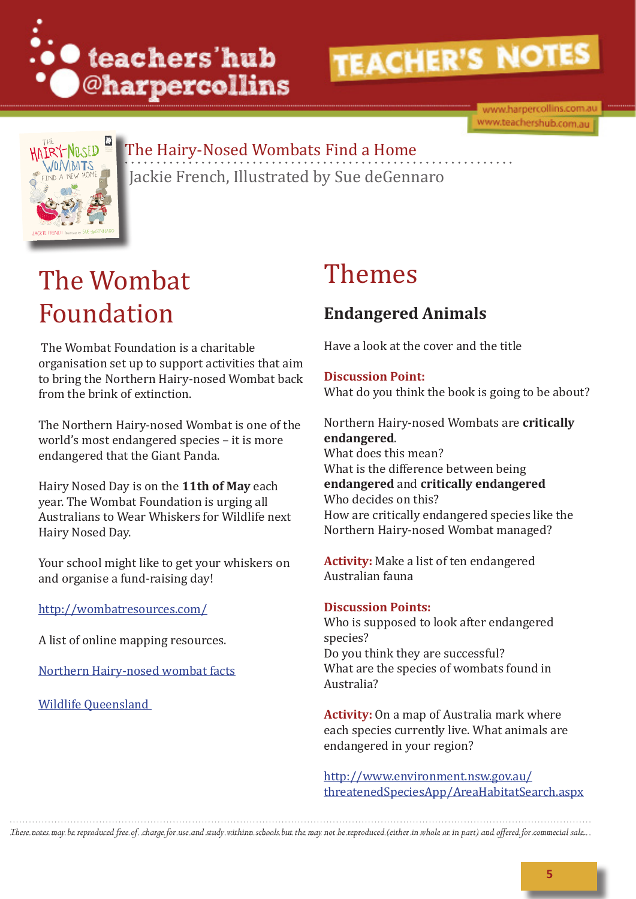The Hairy-Nosed Wombats Find a Home

Jackie French, Illustrated by Sue deGennaro

# The Wombat Foundation

The Wombat Foundation is a charitable organisation set up to support activities that aim to bring the Northern Hairy-nosed Wombat back from the brink of extinction.

The Northern Hairy-nosed Wombat is one of the world's most endangered species – it is more endangered that the Giant Panda.

Hairy Nosed Day is on the **11th of May** each year. The Wombat Foundation is urging all Australians to Wear Whiskers for Wildlife next Hairy Nosed Day.

Your school might like to get your whiskers on and organise a fund-raising day!

http://wombatresources.com/

A list of online mapping resources.

Northern Hairy-nosed wombat facts

Wildlife Queensland

# Themes

## Endangered Animals

Have a look at the cover and the title

**Discussion Point:**
What do you think the book is going to be about?

Northern Hairy-nosed Wombats are **critically endangered**.
What does this mean?
What is the difference between being **endangered** and **critically endangered**
Who decides on this?
How are critically endangered species like the Northern Hairy-nosed Wombat managed?

**Activity:** Make a list of ten endangered Australian fauna

**Discussion Points:**
Who is supposed to look after endangered species?
Do you think they are successful?
What are the species of wombats found in Australia?

**Activity:** On a map of Australia mark where each species currently live. What animals are endangered in your region?

http://www.environment.nsw.gov.au/threatenedSpeciesApp/AreaHabitatSearch.aspx

*These notes may be reproduced free of charge for use and study within schools but the may not be reproduced (either in whole or in part) and offered for commercial sale...*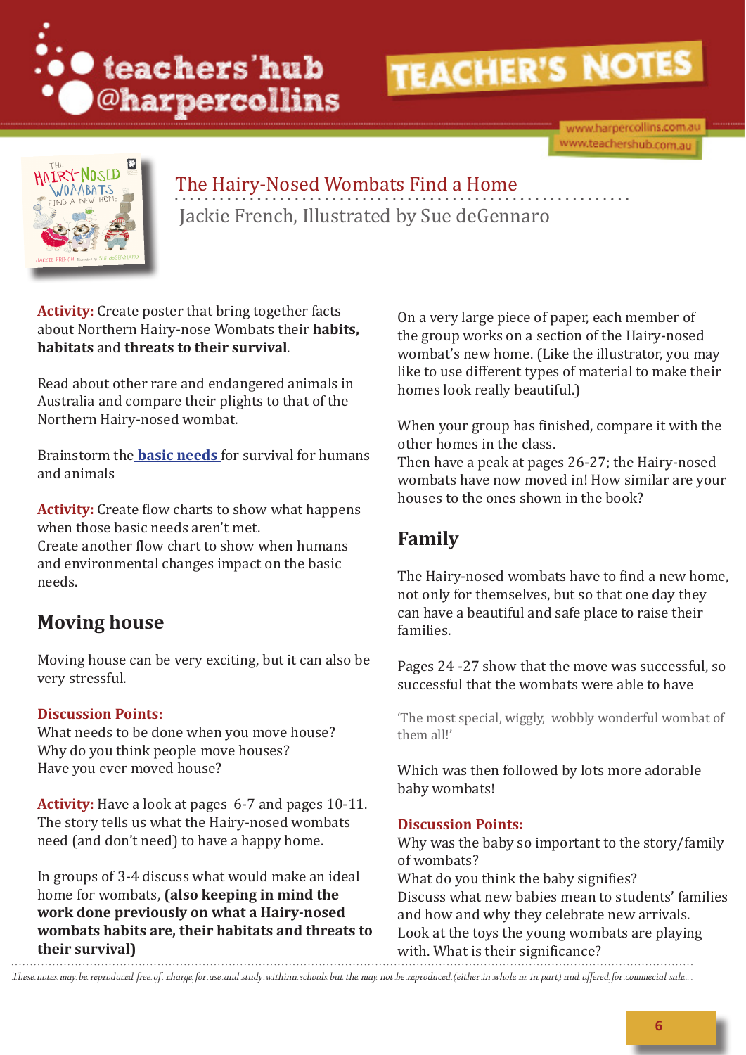The Hairy-Nosed Wombats Find a Home

Jackie French, Illustrated by Sue deGennaro

**Activity:** Create poster that bring together facts about Northern Hairy-nose Wombats their **habits, habitats** and **threats to their survival**.

Read about other rare and endangered animals in Australia and compare their plights to that of the Northern Hairy-nosed wombat.

Brainstorm the **basic needs** for survival for humans and animals

**Activity:** Create flow charts to show what happens when those basic needs aren't met.
Create another flow chart to show when humans and environmental changes impact on the basic needs.

## Moving house

Moving house can be very exciting, but it can also be very stressful.

**Discussion Points:**
What needs to be done when you move house?
Why do you think people move houses?
Have you ever moved house?

**Activity:** Have a look at pages 6-7 and pages 10-11. The story tells us what the Hairy-nosed wombats need (and don't need) to have a happy home.

In groups of 3-4 discuss what would make an ideal home for wombats, **(also keeping in mind the work done previously on what a Hairy-nosed wombats habits are, their habitats and threats to their survival)**

On a very large piece of paper, each member of the group works on a section of the Hairy-nosed wombat's new home. (Like the illustrator, you may like to use different types of material to make their homes look really beautiful.)

When your group has finished, compare it with the other homes in the class.
Then have a peak at pages 26-27; the Hairy-nosed wombats have now moved in! How similar are your houses to the ones shown in the book?

## Family

The Hairy-nosed wombats have to find a new home, not only for themselves, but so that one day they can have a beautiful and safe place to raise their families.

Pages 24 -27 show that the move was successful, so successful that the wombats were able to have

'The most special, wiggly, wobbly wonderful wombat of them all!'

Which was then followed by lots more adorable baby wombats!

**Discussion Points:**
Why was the baby so important to the story/family of wombats?
What do you think the baby signifies?
Discuss what new babies mean to students' families and how and why they celebrate new arrivals.
Look at the toys the young wombats are playing with. What is their significance?

*These notes may be reproduced free of charge for use and study within schools but the may not be reproduced (either in whole or in part) and offered for commercial sale.*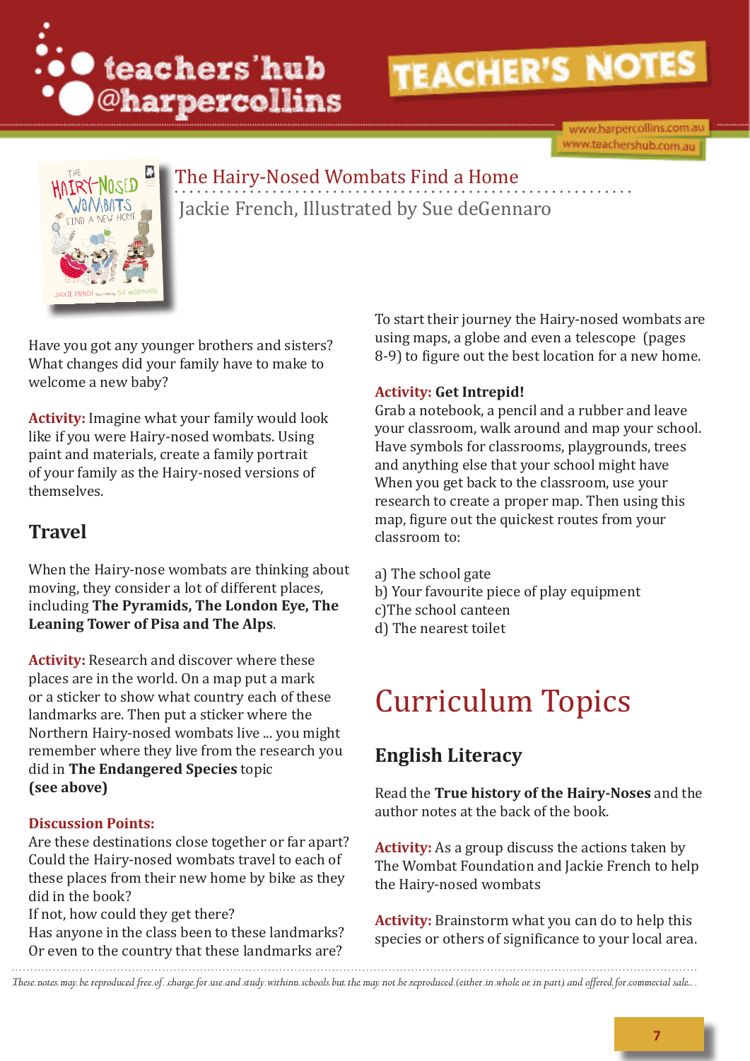The Hairy-Nosed Wombats Find a Home

Jackie French, Illustrated by Sue deGennaro

Have you got any younger brothers and sisters? What changes did your family have to make to welcome a new baby?

**Activity:** Imagine what your family would look like if you were Hairy-nosed wombats. Using paint and materials, create a family portrait of your family as the Hairy-nosed versions of themselves.

## Travel

When the Hairy-nose wombats are thinking about moving, they consider a lot of different places, including **The Pyramids, The London Eye, The Leaning Tower of Pisa and The Alps**.

**Activity:** Research and discover where these places are in the world. On a map put a mark or a sticker to show what country each of these landmarks are. Then put a sticker where the Northern Hairy-nosed wombats live ... you might remember where they live from the research you did in **The Endangered Species** topic **(see above)**

**Discussion Points:**

Are these destinations close together or far apart?
Could the Hairy-nosed wombats travel to each of these places from their new home by bike as they did in the book?
If not, how could they get there?
Has anyone in the class been to these landmarks? Or even to the country that these landmarks are?

To start their journey the Hairy-nosed wombats are using maps, a globe and even a telescope (pages 8-9) to figure out the best location for a new home.

**Activity: Get Intrepid!**

Grab a notebook, a pencil and a rubber and leave your classroom, walk around and map your school. Have symbols for classrooms, playgrounds, trees and anything else that your school might have When you get back to the classroom, use your research to create a proper map. Then using this map, figure out the quickest routes from your classroom to:

a) The school gate
b) Your favourite piece of play equipment
c)The school canteen
d) The nearest toilet

# Curriculum Topics

## English Literacy

Read the **True history of the Hairy-Noses** and the author notes at the back of the book.

**Activity:** As a group discuss the actions taken by The Wombat Foundation and Jackie French to help the Hairy-nosed wombats

**Activity:** Brainstorm what you can do to help this species or others of significance to your local area.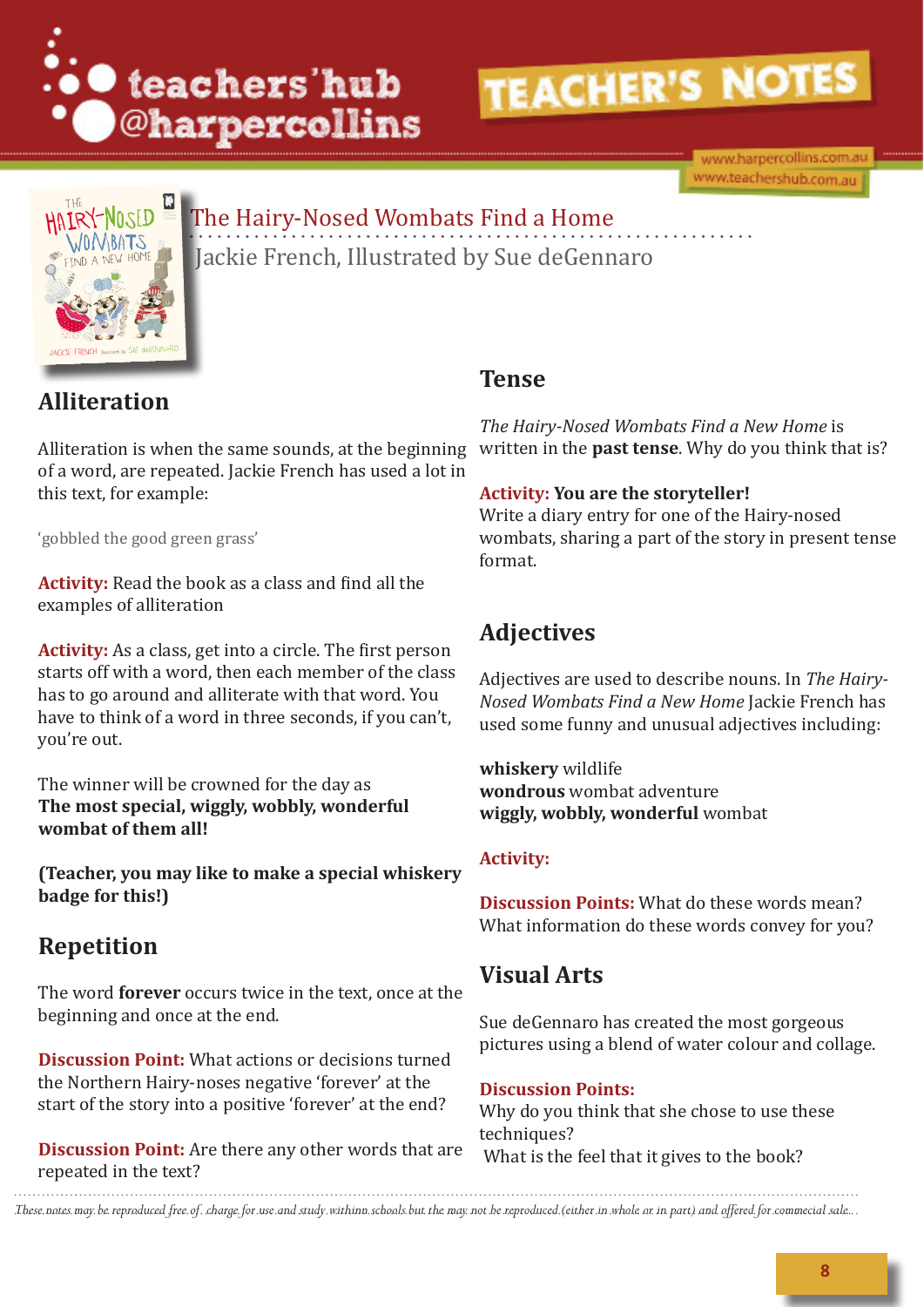The Hairy-Nosed Wombats Find a Home

Jackie French, Illustrated by Sue deGennaro

## Alliteration

Alliteration is when the same sounds, at the beginning of a word, are repeated. Jackie French has used a lot in this text, for example:

'gobbled the good green grass'

**Activity:** Read the book as a class and find all the examples of alliteration

**Activity:** As a class, get into a circle. The first person starts off with a word, then each member of the class has to go around and alliterate with that word. You have to think of a word in three seconds, if you can't, you're out.

The winner will be crowned for the day as **The most special, wiggly, wobbly, wonderful wombat of them all!**

**(Teacher, you may like to make a special whiskery badge for this!)**

## Repetition

The word **forever** occurs twice in the text, once at the beginning and once at the end.

**Discussion Point:** What actions or decisions turned the Northern Hairy-noses negative 'forever' at the start of the story into a positive 'forever' at the end?

**Discussion Point:** Are there any other words that are repeated in the text?

## Tense

*The Hairy-Nosed Wombats Find a New Home* is written in the **past tense**. Why do you think that is?

**Activity: You are the storyteller!**
Write a diary entry for one of the Hairy-nosed wombats, sharing a part of the story in present tense format.

## Adjectives

Adjectives are used to describe nouns. In *The Hairy-Nosed Wombats Find a New Home* Jackie French has used some funny and unusual adjectives including:

**whiskery** wildlife
**wondrous** wombat adventure
**wiggly, wobbly, wonderful** wombat

**Activity:**

**Discussion Points:** What do these words mean? What information do these words convey for you?

## Visual Arts

Sue deGennaro has created the most gorgeous pictures using a blend of water colour and collage.

**Discussion Points:**
Why do you think that she chose to use these techniques?
What is the feel that it gives to the book?

*These notes may be reproduced free of charge for use and study within schools but the may not be reproduced (either in whole or in part) and offered for commercial sale.*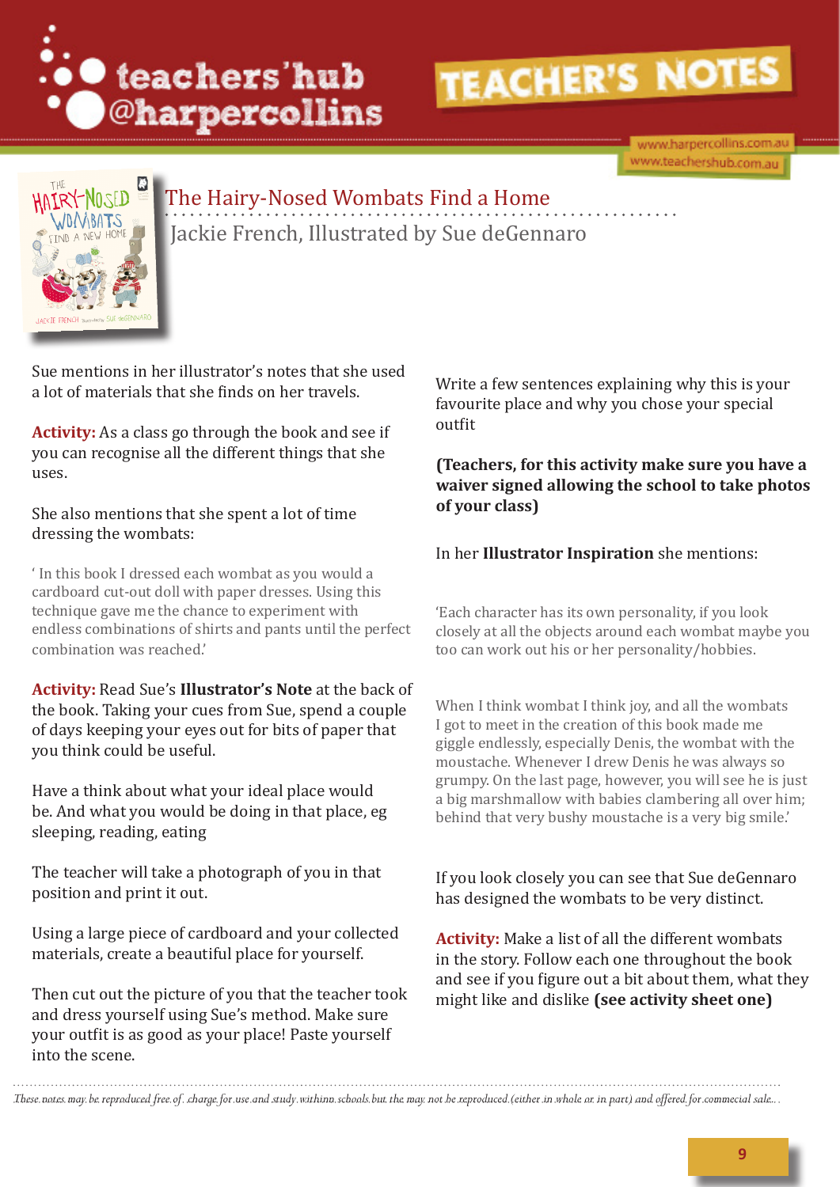## The Hairy-Nosed Wombats Find a Home

Jackie French, Illustrated by Sue deGennaro

Sue mentions in her illustrator's notes that she used a lot of materials that she finds on her travels.

**Activity:** As a class go through the book and see if you can recognise all the different things that she uses.

She also mentions that she spent a lot of time dressing the wombats:

' In this book I dressed each wombat as you would a cardboard cut-out doll with paper dresses. Using this technique gave me the chance to experiment with endless combinations of shirts and pants until the perfect combination was reached.'

**Activity:** Read Sue's **Illustrator's Note** at the back of the book. Taking your cues from Sue, spend a couple of days keeping your eyes out for bits of paper that you think could be useful.

Have a think about what your ideal place would be. And what you would be doing in that place, eg sleeping, reading, eating

The teacher will take a photograph of you in that position and print it out.

Using a large piece of cardboard and your collected materials, create a beautiful place for yourself.

Then cut out the picture of you that the teacher took and dress yourself using Sue's method. Make sure your outfit is as good as your place! Paste yourself into the scene.

Write a few sentences explaining why this is your favourite place and why you chose your special outfit

**(Teachers, for this activity make sure you have a waiver signed allowing the school to take photos of your class)**

In her **Illustrator Inspiration** she mentions:

'Each character has its own personality, if you look closely at all the objects around each wombat maybe you too can work out his or her personality/hobbies.

When I think wombat I think joy, and all the wombats I got to meet in the creation of this book made me giggle endlessly, especially Denis, the wombat with the moustache. Whenever I drew Denis he was always so grumpy. On the last page, however, you will see he is just a big marshmallow with babies clambering all over him; behind that very bushy moustache is a very big smile.'

If you look closely you can see that Sue deGennaro has designed the wombats to be very distinct.

**Activity:** Make a list of all the different wombats in the story. Follow each one throughout the book and see if you figure out a bit about them, what they might like and dislike **(see activity sheet one)**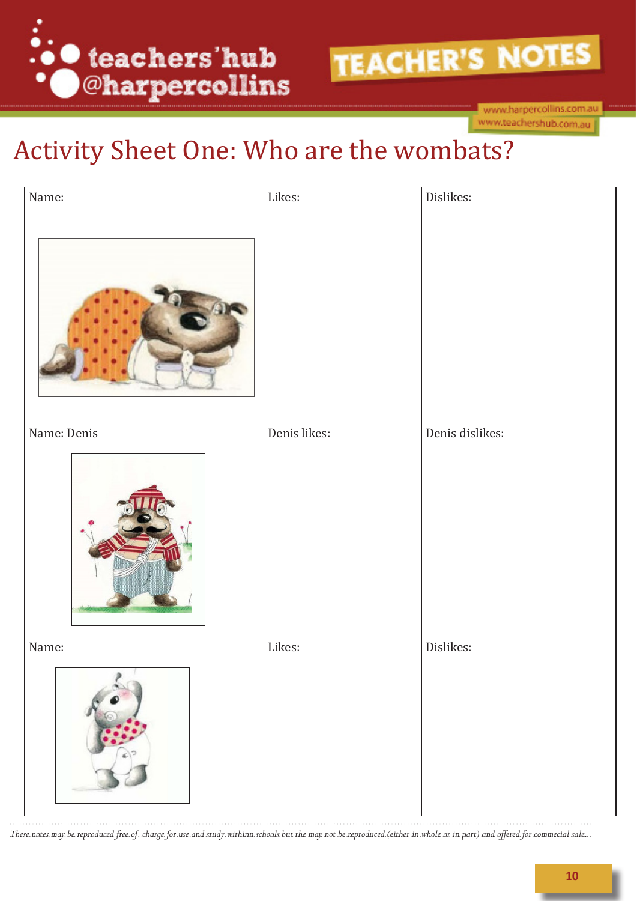# Activity Sheet One: Who are the wombats?

| Name: | Likes: | Dislikes: |
| --- | --- | --- |
| Name: Denis | Denis likes: | Denis dislikes: |
| Name: | Likes: | Dislikes: |

*These notes may be reproduced free of charge for use and study within schools but they may not be reproduced (either in whole or in part) and offered for commercial sale.*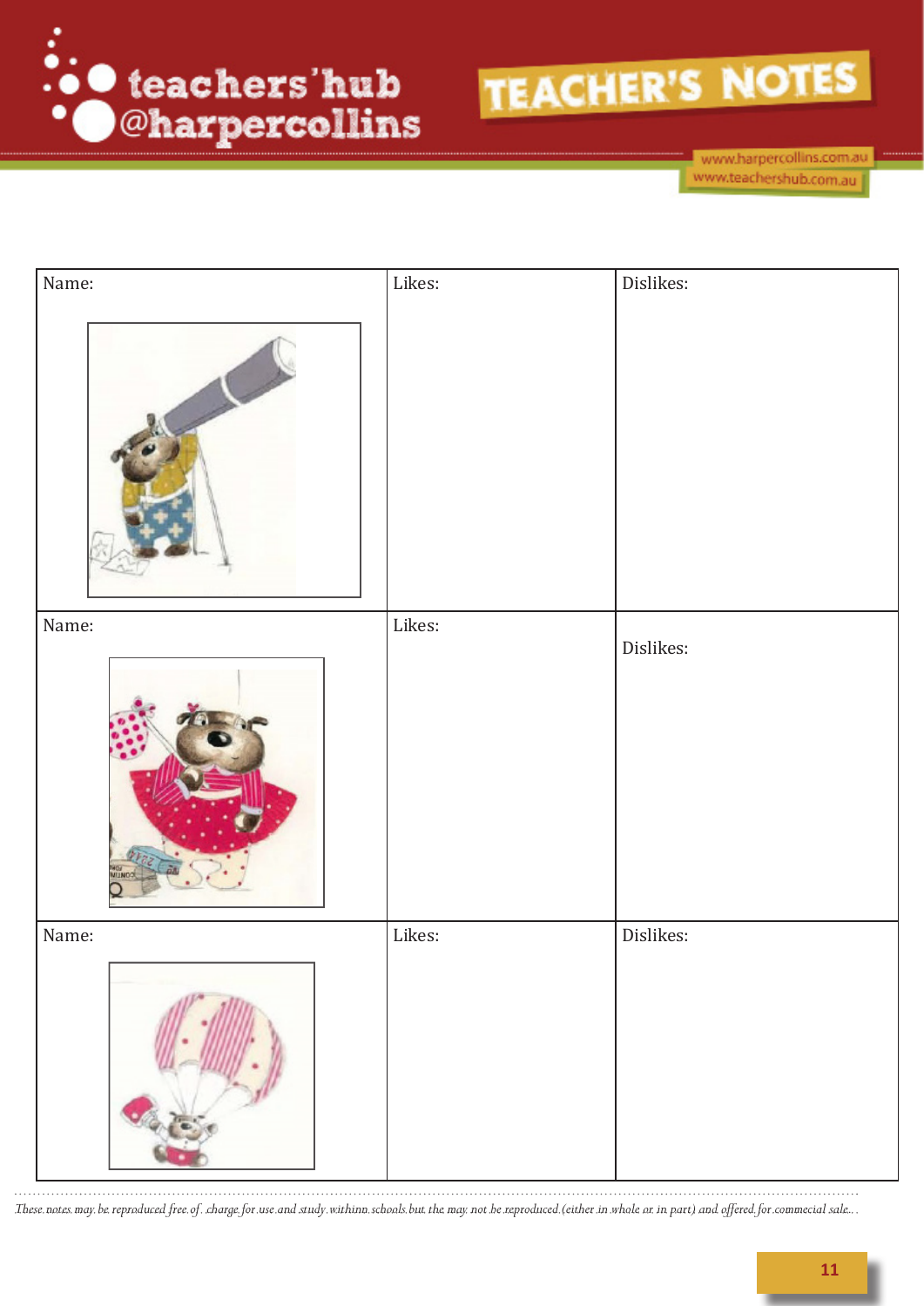| Name: | Likes: | Dislikes: |
| --- | --- | --- |
| Name: | Likes: | Dislikes: |
| Name: | Likes: | Dislikes: |

*These notes may be reproduced free of charge for use and study within schools but the may not be reproduced (either in whole or in part) and offered for commecial sale...*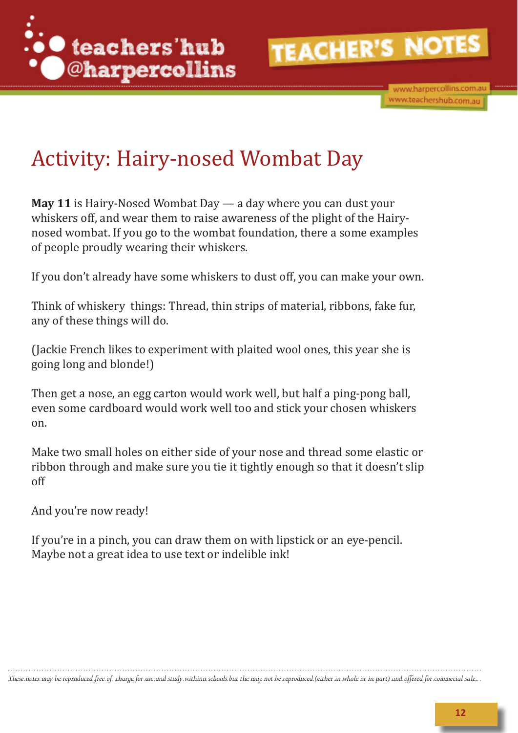# Activity: Hairy-nosed Wombat Day

**May 11** is Hairy-Nosed Wombat Day — a day where you can dust your whiskers off, and wear them to raise awareness of the plight of the Hairy-nosed wombat. If you go to the wombat foundation, there a some examples of people proudly wearing their whiskers.

If you don't already have some whiskers to dust off, you can make your own.

Think of whiskery things: Thread, thin strips of material, ribbons, fake fur, any of these things will do.

(Jackie French likes to experiment with plaited wool ones, this year she is going long and blonde!)

Then get a nose, an egg carton would work well, but half a ping-pong ball, even some cardboard would work well too and stick your chosen whiskers on.

Make two small holes on either side of your nose and thread some elastic or ribbon through and make sure you tie it tightly enough so that it doesn't slip off

And you're now ready!

If you're in a pinch, you can draw them on with lipstick or an eye-pencil. Maybe not a great idea to use text or indelible ink!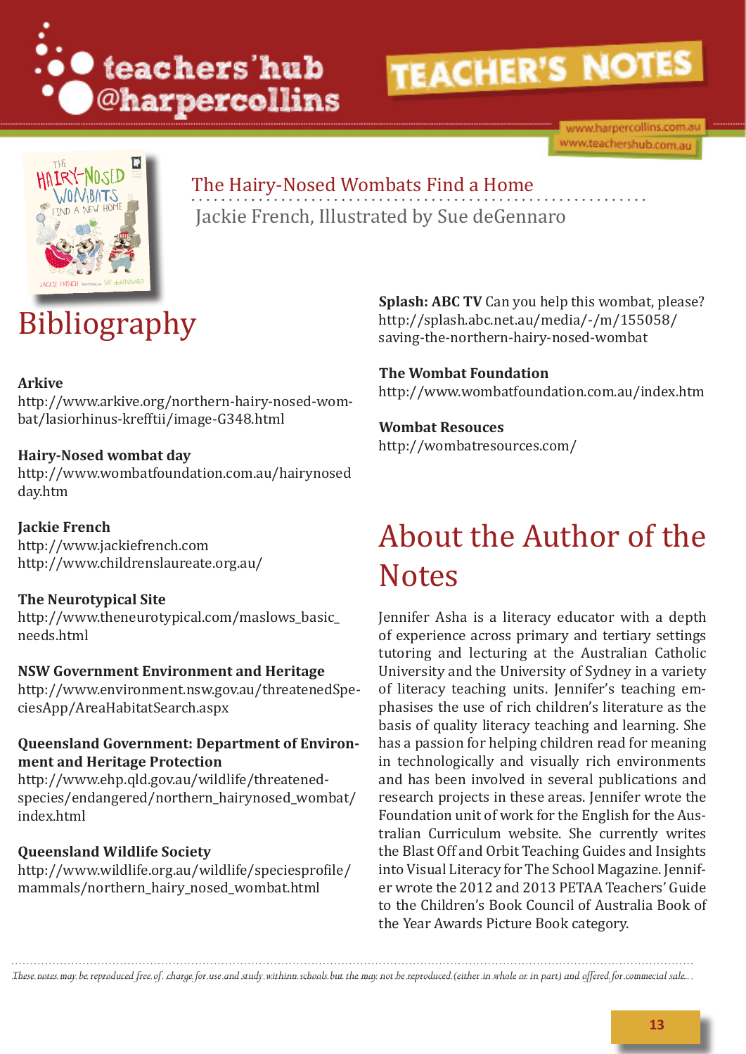The Hairy-Nosed Wombats Find a Home

Jackie French, Illustrated by Sue deGennaro

# Bibliography

**Arkive**
http://www.arkive.org/northern-hairy-nosed-wombat/lasiorhinus-krefftii/image-G348.html

**Hairy-Nosed wombat day**
http://www.wombatfoundation.com.au/hairynosed day.htm

**Jackie French**
http://www.jackiefrench.com
http://www.childrenslaureate.org.au/

**The Neurotypical Site**
http://www.theneurotypical.com/maslows_basic_needs.html

**NSW Government Environment and Heritage**
http://www.environment.nsw.gov.au/threatenedSpeciesApp/AreaHabitatSearch.aspx

**Queensland Government: Department of Environment and Heritage Protection**
http://www.ehp.qld.gov.au/wildlife/threatened-species/endangered/northern_hairynosed_wombat/index.html

**Queensland Wildlife Society**
http://www.wildlife.org.au/wildlife/speciesprofile/mammals/northern_hairy_nosed_wombat.html

**Splash: ABC TV** Can you help this wombat, please?
http://splash.abc.net.au/media/-/m/155058/saving-the-northern-hairy-nosed-wombat

**The Wombat Foundation**
http://www.wombatfoundation.com.au/index.htm

**Wombat Resouces**
http://wombatresources.com/

# About the Author of the Notes

Jennifer Asha is a literacy educator with a depth of experience across primary and tertiary settings tutoring and lecturing at the Australian Catholic University and the University of Sydney in a variety of literacy teaching units. Jennifer's teaching emphasises the use of rich children's literature as the basis of quality literacy teaching and learning. She has a passion for helping children read for meaning in technologically and visually rich environments and has been involved in several publications and research projects in these areas. Jennifer wrote the Foundation unit of work for the English for the Australian Curriculum website. She currently writes the Blast Off and Orbit Teaching Guides and Insights into Visual Literacy for The School Magazine. Jennifer wrote the 2012 and 2013 PETAA Teachers' Guide to the Children's Book Council of Australia Book of the Year Awards Picture Book category.

*These notes may be reproduced free of charge for use and study within schools but the may not be reproduced (either in whole or in part) and offered for commercial sale.*